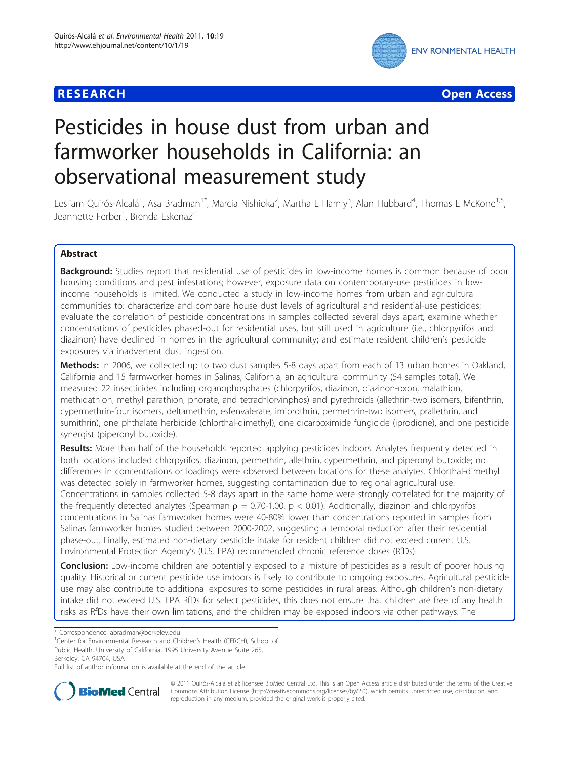**RESEARCH** **Open Access**

# Pesticides in house dust from urban and farmworker households in California: an observational measurement study

Lesliam Quirós-Alcalá[1], Asa Bradman[1*], Marcia Nishioka[2], Martha E Harnly[3], Alan Hubbard[4], Thomas E McKone[1,5], Jeannette Ferber[1], Brenda Eskenazi[1]

## Abstract

**Background:** Studies report that residential use of pesticides in low-income homes is common because of poor housing conditions and pest infestations; however, exposure data on contemporary-use pesticides in low-income households is limited. We conducted a study in low-income homes from urban and agricultural communities to: characterize and compare house dust levels of agricultural and residential-use pesticides; evaluate the correlation of pesticide concentrations in samples collected several days apart; examine whether concentrations of pesticides phased-out for residential uses, but still used in agriculture (i.e., chlorpyrifos and diazinon) have declined in homes in the agricultural community; and estimate resident children's pesticide exposures via inadvertent dust ingestion.

**Methods:** In 2006, we collected up to two dust samples 5-8 days apart from each of 13 urban homes in Oakland, California and 15 farmworker homes in Salinas, California, an agricultural community (54 samples total). We measured 22 insecticides including organophosphates (chlorpyrifos, diazinon, diazinon-oxon, malathion, methidathion, methyl parathion, phorate, and tetrachlorvinphos) and pyrethroids (allethrin-two isomers, bifenthrin, cypermethrin-four isomers, deltamethrin, esfenvalerate, imiprothrin, permethrin-two isomers, prallethrin, and sumithrin), one phthalate herbicide (chlorthal-dimethyl), one dicarboximide fungicide (iprodione), and one pesticide synergist (piperonyl butoxide).

**Results:** More than half of the households reported applying pesticides indoors. Analytes frequently detected in both locations included chlorpyrifos, diazinon, permethrin, allethrin, cypermethrin, and piperonyl butoxide; no differences in concentrations or loadings were observed between locations for these analytes. Chlorthal-dimethyl was detected solely in farmworker homes, suggesting contamination due to regional agricultural use. Concentrations in samples collected 5-8 days apart in the same home were strongly correlated for the majority of the frequently detected analytes (Spearman $\rho$ = 0.70-1.00, $p < 0.01$). Additionally, diazinon and chlorpyrifos concentrations in Salinas farmworker homes were 40-80% lower than concentrations reported in samples from Salinas farmworker homes studied between 2000-2002, suggesting a temporal reduction after their residential phase-out. Finally, estimated non-dietary pesticide intake for resident children did not exceed current U.S. Environmental Protection Agency's (U.S. EPA) recommended chronic reference doses (RfDs).

**Conclusion:** Low-income children are potentially exposed to a mixture of pesticides as a result of poorer housing quality. Historical or current pesticide use indoors is likely to contribute to ongoing exposures. Agricultural pesticide use may also contribute to additional exposures to some pesticides in rural areas. Although children's non-dietary intake did not exceed U.S. EPA RfDs for select pesticides, this does not ensure that children are free of any health risks as RfDs have their own limitations, and the children may be exposed indoors via other pathways. The

\* Correspondence: abradman@berkeley.edu
[1]Center for Environmental Research and Children's Health (CERCH), School of Public Health, University of California, 1995 University Avenue Suite 265, Berkeley, CA 94704, USA
Full list of author information is available at the end of the article

© 2011 Quirós-Alcalá et al; licensee BioMed Central Ltd. This is an Open Access article distributed under the terms of the Creative Commons Attribution License (http://creativecommons.org/licenses/by/2.0), which permits unrestricted use, distribution, and reproduction in any medium, provided the original work is properly cited.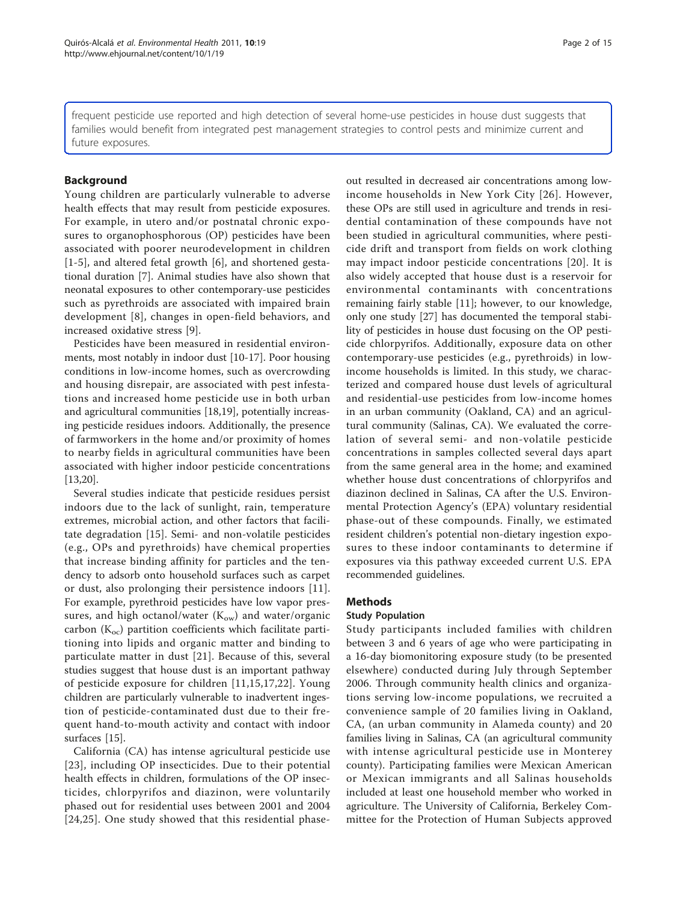frequent pesticide use reported and high detection of several home-use pesticides in house dust suggests that families would benefit from integrated pest management strategies to control pests and minimize current and future exposures.

## Background

Young children are particularly vulnerable to adverse health effects that may result from pesticide exposures. For example, in utero and/or postnatal chronic exposures to organophosphorous (OP) pesticides have been associated with poorer neurodevelopment in children [1-5], and altered fetal growth [6], and shortened gestational duration [7]. Animal studies have also shown that neonatal exposures to other contemporary-use pesticides such as pyrethroids are associated with impaired brain development [8], changes in open-field behaviors, and increased oxidative stress [9].

Pesticides have been measured in residential environments, most notably in indoor dust [10-17]. Poor housing conditions in low-income homes, such as overcrowding and housing disrepair, are associated with pest infestations and increased home pesticide use in both urban and agricultural communities [18,19], potentially increasing pesticide residues indoors. Additionally, the presence of farmworkers in the home and/or proximity of homes to nearby fields in agricultural communities have been associated with higher indoor pesticide concentrations [13,20].

Several studies indicate that pesticide residues persist indoors due to the lack of sunlight, rain, temperature extremes, microbial action, and other factors that facilitate degradation [15]. Semi- and non-volatile pesticides (e.g., OPs and pyrethroids) have chemical properties that increase binding affinity for particles and the tendency to adsorb onto household surfaces such as carpet or dust, also prolonging their persistence indoors [11]. For example, pyrethroid pesticides have low vapor pressures, and high octanol/water ($K_{ow}$) and water/organic carbon ($K_{oc}$) partition coefficients which facilitate partitioning into lipids and organic matter and binding to particulate matter in dust [21]. Because of this, several studies suggest that house dust is an important pathway of pesticide exposure for children [11,15,17,22]. Young children are particularly vulnerable to inadvertent ingestion of pesticide-contaminated dust due to their frequent hand-to-mouth activity and contact with indoor surfaces [15].

California (CA) has intense agricultural pesticide use [23], including OP insecticides. Due to their potential health effects in children, formulations of the OP insecticides, chlorpyrifos and diazinon, were voluntarily phased out for residential uses between 2001 and 2004 [24,25]. One study showed that this residential phase-out resulted in decreased air concentrations among low-income households in New York City [26]. However, these OPs are still used in agriculture and trends in residential contamination of these compounds have not been studied in agricultural communities, where pesticide drift and transport from fields on work clothing may impact indoor pesticide concentrations [20]. It is also widely accepted that house dust is a reservoir for environmental contaminants with concentrations remaining fairly stable [11]; however, to our knowledge, only one study [27] has documented the temporal stability of pesticides in house dust focusing on the OP pesticide chlorpyrifos. Additionally, exposure data on other contemporary-use pesticides (e.g., pyrethroids) in low-income households is limited. In this study, we characterized and compared house dust levels of agricultural and residential-use pesticides from low-income homes in an urban community (Oakland, CA) and an agricultural community (Salinas, CA). We evaluated the correlation of several semi- and non-volatile pesticide concentrations in samples collected several days apart from the same general area in the home; and examined whether house dust concentrations of chlorpyrifos and diazinon declined in Salinas, CA after the U.S. Environmental Protection Agency's (EPA) voluntary residential phase-out of these compounds. Finally, we estimated resident children's potential non-dietary ingestion exposures to these indoor contaminants to determine if exposures via this pathway exceeded current U.S. EPA recommended guidelines.

## Methods

### Study Population

Study participants included families with children between 3 and 6 years of age who were participating in a 16-day biomonitoring exposure study (to be presented elsewhere) conducted during July through September 2006. Through community health clinics and organizations serving low-income populations, we recruited a convenience sample of 20 families living in Oakland, CA, (an urban community in Alameda county) and 20 families living in Salinas, CA (an agricultural community with intense agricultural pesticide use in Monterey county). Participating families were Mexican American or Mexican immigrants and all Salinas households included at least one household member who worked in agriculture. The University of California, Berkeley Committee for the Protection of Human Subjects approved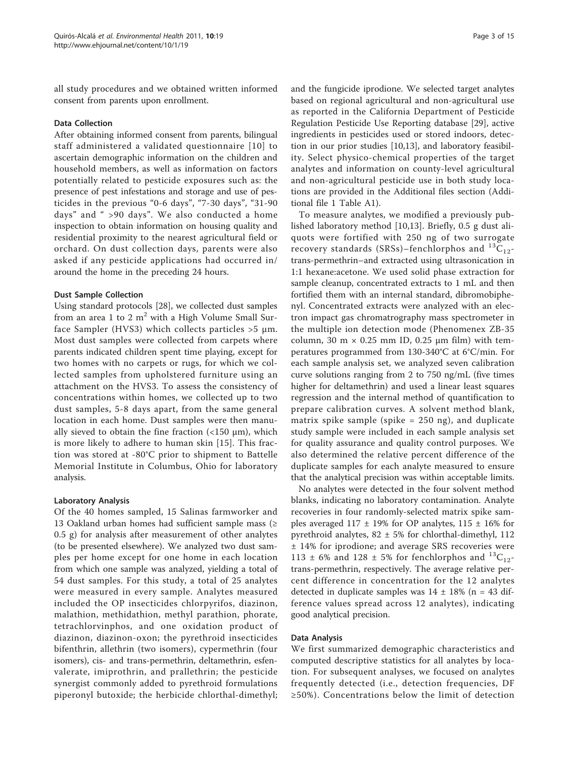all study procedures and we obtained written informed consent from parents upon enrollment.

### Data Collection

After obtaining informed consent from parents, bilingual staff administered a validated questionnaire [10] to ascertain demographic information on the children and household members, as well as information on factors potentially related to pesticide exposures such as: the presence of pest infestations and storage and use of pesticides in the previous "0-6 days", "7-30 days", "31-90 days" and " >90 days". We also conducted a home inspection to obtain information on housing quality and residential proximity to the nearest agricultural field or orchard. On dust collection days, parents were also asked if any pesticide applications had occurred in/around the home in the preceding 24 hours.

### Dust Sample Collection

Using standard protocols [28], we collected dust samples from an area 1 to 2 $m^2$ with a High Volume Small Surface Sampler (HVS3) which collects particles >5 μm. Most dust samples were collected from carpets where parents indicated children spent time playing, except for two homes with no carpets or rugs, for which we collected samples from upholstered furniture using an attachment on the HVS3. To assess the consistency of concentrations within homes, we collected up to two dust samples, 5-8 days apart, from the same general location in each home. Dust samples were then manually sieved to obtain the fine fraction (<150 μm), which is more likely to adhere to human skin [15]. This fraction was stored at -80°C prior to shipment to Battelle Memorial Institute in Columbus, Ohio for laboratory analysis.

### Laboratory Analysis

Of the 40 homes sampled, 15 Salinas farmworker and 13 Oakland urban homes had sufficient sample mass (≥ 0.5 g) for analysis after measurement of other analytes (to be presented elsewhere). We analyzed two dust samples per home except for one home in each location from which one sample was analyzed, yielding a total of 54 dust samples. For this study, a total of 25 analytes were measured in every sample. Analytes measured included the OP insecticides chlorpyrifos, diazinon, malathion, methidathion, methyl parathion, phorate, tetrachlorvinphos, and one oxidation product of diazinon, diazinon-oxon; the pyrethroid insecticides bifenthrin, allethrin (two isomers), cypermethrin (four isomers), cis- and trans-permethrin, deltamethrin, esfenvalerate, imiprothrin, and prallethrin; the pesticide synergist commonly added to pyrethroid formulations piperonyl butoxide; the herbicide chlorthal-dimethyl; and the fungicide iprodione. We selected target analytes based on regional agricultural and non-agricultural use as reported in the California Department of Pesticide Regulation Pesticide Use Reporting database [29], active ingredients in pesticides used or stored indoors, detection in our prior studies [10,13], and laboratory feasibility. Select physico-chemical properties of the target analytes and information on county-level agricultural and non-agricultural pesticide use in both study locations are provided in the Additional files section (Additional file 1 Table A1).

To measure analytes, we modified a previously published laboratory method [10,13]. Briefly, 0.5 g dust aliquots were fortified with 250 ng of two surrogate recovery standards (SRSs)–fenchlorphos and $^{13}C_{12}$-trans-permethrin–and extracted using ultrasonication in 1:1 hexane:acetone. We used solid phase extraction for sample cleanup, concentrated extracts to 1 mL and then fortified them with an internal standard, dibromobiphenyl. Concentrated extracts were analyzed with an electron impact gas chromatrography mass spectrometer in the multiple ion detection mode (Phenomenex ZB-35 column, 30 m × 0.25 mm ID, 0.25 μm film) with temperatures programmed from 130-340°C at 6°C/min. For each sample analysis set, we analyzed seven calibration curve solutions ranging from 2 to 750 ng/mL (five times higher for deltamethrin) and used a linear least squares regression and the internal method of quantification to prepare calibration curves. A solvent method blank, matrix spike sample (spike = 250 ng), and duplicate study sample were included in each sample analysis set for quality assurance and quality control purposes. We also determined the relative percent difference of the duplicate samples for each analyte measured to ensure that the analytical precision was within acceptable limits.

No analytes were detected in the four solvent method blanks, indicating no laboratory contamination. Analyte recoveries in four randomly-selected matrix spike samples averaged 117 ± 19% for OP analytes, 115 ± 16% for pyrethroid analytes, 82 ± 5% for chlorthal-dimethyl, 112 ± 14% for iprodione; and average SRS recoveries were 113 ± 6% and 128 ± 5% for fenchlorphos and $^{13}C_{12}$-trans-permethrin, respectively. The average relative percent difference in concentration for the 12 analytes detected in duplicate samples was 14 ± 18% (n = 43 difference values spread across 12 analytes), indicating good analytical precision.

### Data Analysis

We first summarized demographic characteristics and computed descriptive statistics for all analytes by location. For subsequent analyses, we focused on analytes frequently detected (i.e., detection frequencies, DF ≥50%). Concentrations below the limit of detection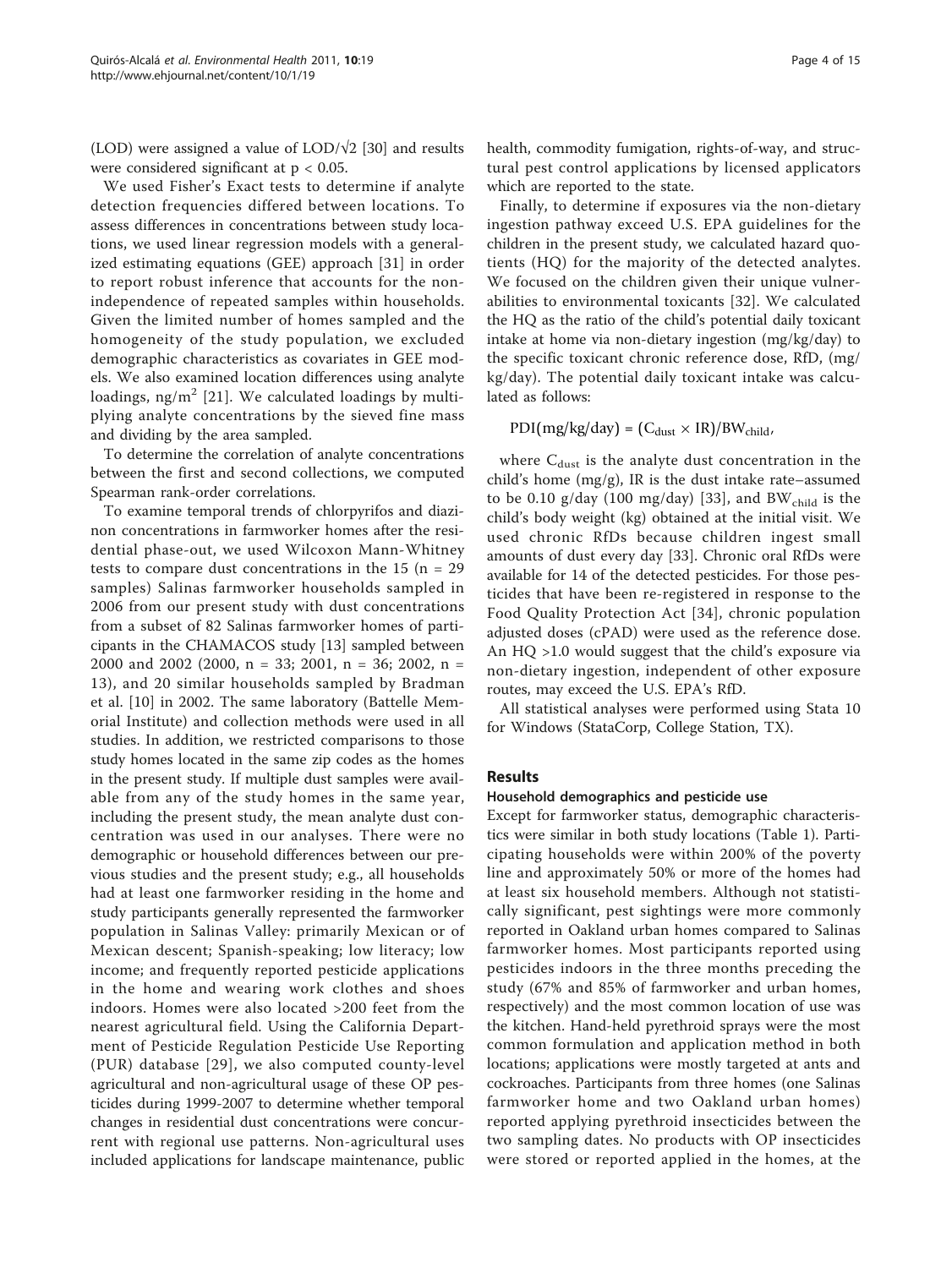(LOD) were assigned a value of $LOD/\sqrt{2}$ [30] and results were considered significant at $p < 0.05$.

We used Fisher's Exact tests to determine if analyte detection frequencies differed between locations. To assess differences in concentrations between study locations, we used linear regression models with a generalized estimating equations (GEE) approach [31] in order to report robust inference that accounts for the non-independence of repeated samples within households. Given the limited number of homes sampled and the homogeneity of the study population, we excluded demographic characteristics as covariates in GEE models. We also examined location differences using analyte loadings, $ng/m^2$ [21]. We calculated loadings by multiplying analyte concentrations by the sieved fine mass and dividing by the area sampled.

To determine the correlation of analyte concentrations between the first and second collections, we computed Spearman rank-order correlations.

To examine temporal trends of chlorpyrifos and diazinon concentrations in farmworker homes after the residential phase-out, we used Wilcoxon Mann-Whitney tests to compare dust concentrations in the 15 (n = 29 samples) Salinas farmworker households sampled in 2006 from our present study with dust concentrations from a subset of 82 Salinas farmworker homes of participants in the CHAMACOS study [13] sampled between 2000 and 2002 (2000, n = 33; 2001, n = 36; 2002, n = 13), and 20 similar households sampled by Bradman et al. [10] in 2002. The same laboratory (Battelle Memorial Institute) and collection methods were used in all studies. In addition, we restricted comparisons to those study homes located in the same zip codes as the homes in the present study. If multiple dust samples were available from any of the study homes in the same year, including the present study, the mean analyte dust concentration was used in our analyses. There were no demographic or household differences between our previous studies and the present study; e.g., all households had at least one farmworker residing in the home and study participants generally represented the farmworker population in Salinas Valley: primarily Mexican or of Mexican descent; Spanish-speaking; low literacy; low income; and frequently reported pesticide applications in the home and wearing work clothes and shoes indoors. Homes were also located >200 feet from the nearest agricultural field. Using the California Department of Pesticide Regulation Pesticide Use Reporting (PUR) database [29], we also computed county-level agricultural and non-agricultural usage of these OP pesticides during 1999-2007 to determine whether temporal changes in residential dust concentrations were concurrent with regional use patterns. Non-agricultural uses included applications for landscape maintenance, public health, commodity fumigation, rights-of-way, and structural pest control applications by licensed applicators which are reported to the state.

Finally, to determine if exposures via the non-dietary ingestion pathway exceed U.S. EPA guidelines for the children in the present study, we calculated hazard quotients (HQ) for the majority of the detected analytes. We focused on the children given their unique vulnerabilities to environmental toxicants [32]. We calculated the HQ as the ratio of the child's potential daily toxicant intake at home via non-dietary ingestion (mg/kg/day) to the specific toxicant chronic reference dose, RfD, (mg/kg/day). The potential daily toxicant intake was calculated as follows:

$$PDI(mg/kg/day) = (C_{dust} \times IR)/BW_{child},$$

where $C_{dust}$ is the analyte dust concentration in the child's home (mg/g), IR is the dust intake rate–assumed to be 0.10 g/day (100 mg/day) [33], and $BW_{child}$ is the child's body weight (kg) obtained at the initial visit. We used chronic RfDs because children ingest small amounts of dust every day [33]. Chronic oral RfDs were available for 14 of the detected pesticides. For those pesticides that have been re-registered in response to the Food Quality Protection Act [34], chronic population adjusted doses (cPAD) were used as the reference dose. An HQ >1.0 would suggest that the child's exposure via non-dietary ingestion, independent of other exposure routes, may exceed the U.S. EPA's RfD.

All statistical analyses were performed using Stata 10 for Windows (StataCorp, College Station, TX).

## Results

### Household demographics and pesticide use

Except for farmworker status, demographic characteristics were similar in both study locations (Table 1). Participating households were within 200% of the poverty line and approximately 50% or more of the homes had at least six household members. Although not statistically significant, pest sightings were more commonly reported in Oakland urban homes compared to Salinas farmworker homes. Most participants reported using pesticides indoors in the three months preceding the study (67% and 85% of farmworker and urban homes, respectively) and the most common location of use was the kitchen. Hand-held pyrethroid sprays were the most common formulation and application method in both locations; applications were mostly targeted at ants and cockroaches. Participants from three homes (one Salinas farmworker home and two Oakland urban homes) reported applying pyrethroid insecticides between the two sampling dates. No products with OP insecticides were stored or reported applied in the homes, at the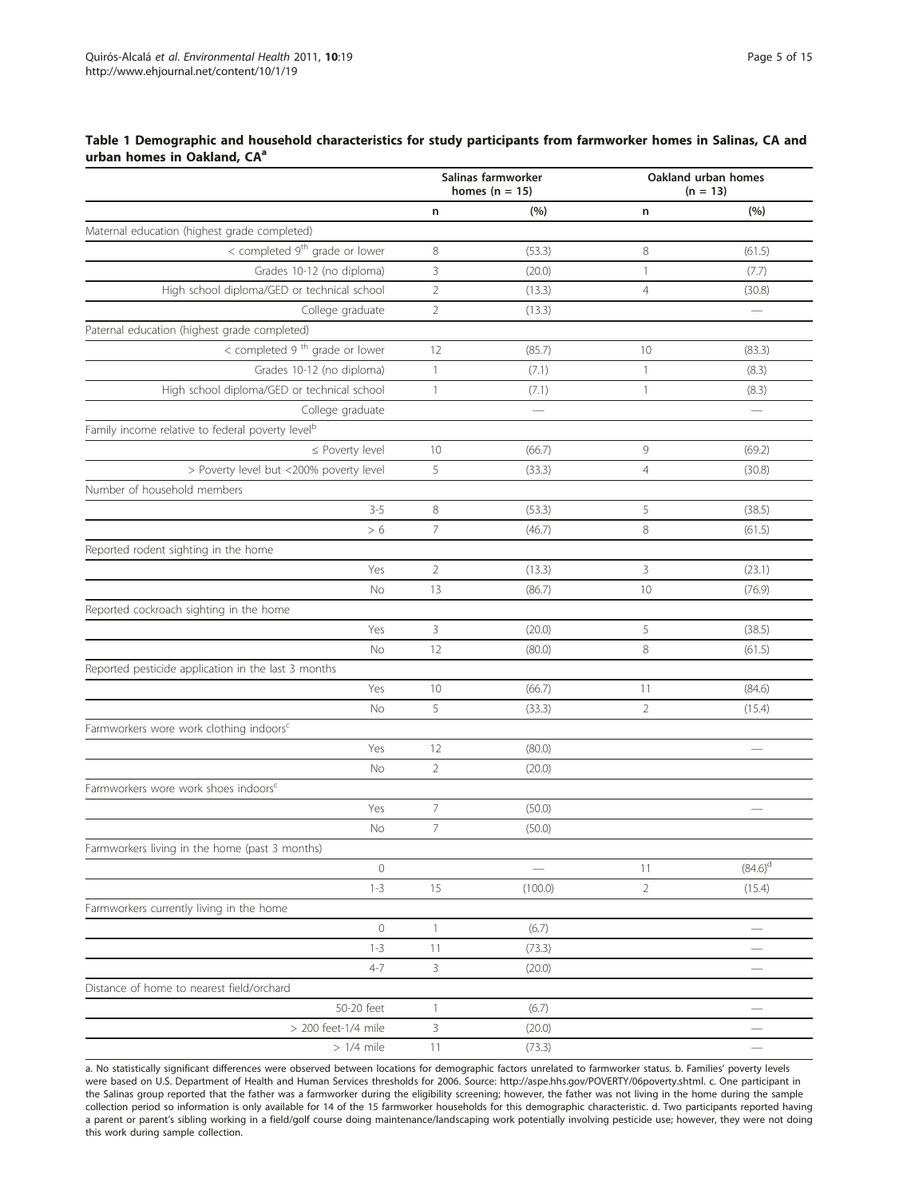**Table 1 Demographic and household characteristics for study participants from farmworker homes in Salinas, CA and urban homes in Oakland, CA[a]**

| | Salinas farmworker homes (n = 15) | | Oakland urban homes (n = 13) | |
|---|---|---|---|---|
| | n | (%) | n | (%) |
| Maternal education (highest grade completed) | | | | |
| < completed 9th grade or lower | 8 | (53.3) | 8 | (61.5) |
| Grades 10-12 (no diploma) | 3 | (20.0) | 1 | (7.7) |
| High school diploma/GED or technical school | 2 | (13.3) | 4 | (30.8) |
| College graduate | 2 | (13.3) | | — |
| Paternal education (highest grade completed) | | | | |
| < completed 9 th grade or lower | 12 | (85.7) | 10 | (83.3) |
| Grades 10-12 (no diploma) | 1 | (7.1) | 1 | (8.3) |
| High school diploma/GED or technical school | 1 | (7.1) | 1 | (8.3) |
| College graduate | | — | | — |
| Family income relative to federal poverty level[b] | | | | |
| ≤ Poverty level | 10 | (66.7) | 9 | (69.2) |
| > Poverty level but <200% poverty level | 5 | (33.3) | 4 | (30.8) |
| Number of household members | | | | |
| 3-5 | 8 | (53.3) | 5 | (38.5) |
| > 6 | 7 | (46.7) | 8 | (61.5) |
| Reported rodent sighting in the home | | | | |
| Yes | 2 | (13.3) | 3 | (23.1) |
| No | 13 | (86.7) | 10 | (76.9) |
| Reported cockroach sighting in the home | | | | |
| Yes | 3 | (20.0) | 5 | (38.5) |
| No | 12 | (80.0) | 8 | (61.5) |
| Reported pesticide application in the last 3 months | | | | |
| Yes | 10 | (66.7) | 11 | (84.6) |
| No | 5 | (33.3) | 2 | (15.4) |
| Farmworkers wore work clothing indoors[c] | | | | |
| Yes | 12 | (80.0) | | — |
| No | 2 | (20.0) | | |
| Farmworkers wore work shoes indoors[c] | | | | |
| Yes | 7 | (50.0) | | — |
| No | 7 | (50.0) | | |
| Farmworkers living in the home (past 3 months) | | | | |
| 0 | | — | 11 | (84.6)[d] |
| 1-3 | 15 | (100.0) | 2 | (15.4) |
| Farmworkers currently living in the home | | | | |
| 0 | 1 | (6.7) | | — |
| 1-3 | 11 | (73.3) | | — |
| 4-7 | 3 | (20.0) | | — |
| Distance of home to nearest field/orchard | | | | |
| 50-20 feet | 1 | (6.7) | | — |
| > 200 feet-1/4 mile | 3 | (20.0) | | — |
| > 1/4 mile | 11 | (73.3) | | — |

a. No statistically significant differences were observed between locations for demographic factors unrelated to farmworker status. b. Families' poverty levels were based on U.S. Department of Health and Human Services thresholds for 2006. Source: http://aspe.hhs.gov/POVERTY/06poverty.shtml. c. One participant in the Salinas group reported that the father was a farmworker during the eligibility screening; however, the father was not living in the home during the sample collection period so information is only available for 14 of the 15 farmworker households for this demographic characteristic. d. Two participants reported having a parent or parent's sibling working in a field/golf course doing maintenance/landscaping work potentially involving pesticide use; however, they were not doing this work during sample collection.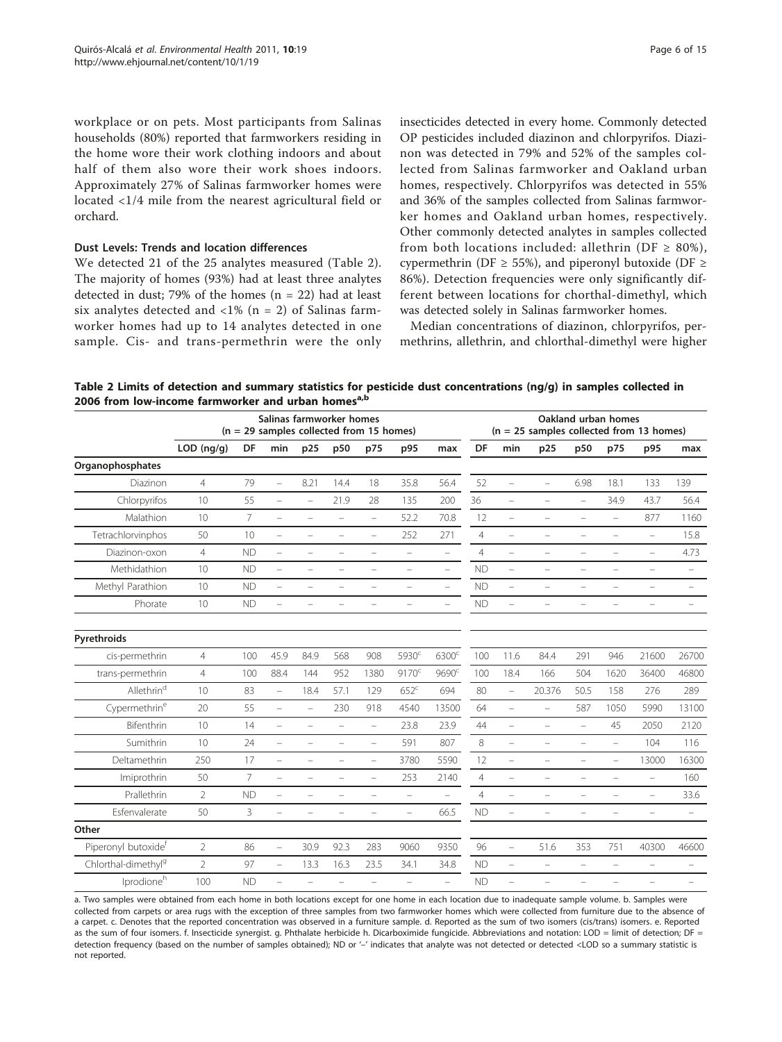workplace or on pets. Most participants from Salinas households (80%) reported that farmworkers residing in the home wore their work clothing indoors and about half of them also wore their work shoes indoors. Approximately 27% of Salinas farmworker homes were located <1/4 mile from the nearest agricultural field or orchard.

### Dust Levels: Trends and location differences

We detected 21 of the 25 analytes measured (Table 2). The majority of homes (93%) had at least three analytes detected in dust; 79% of the homes (n = 22) had at least six analytes detected and <1% (n = 2) of Salinas farmworker homes had up to 14 analytes detected in one sample. Cis- and trans-permethrin were the only insecticides detected in every home. Commonly detected OP pesticides included diazinon and chlorpyrifos. Diazinon was detected in 79% and 52% of the samples collected from Salinas farmworker and Oakland urban homes, respectively. Chlorpyrifos was detected in 55% and 36% of the samples collected from Salinas farmworker homes and Oakland urban homes, respectively. Other commonly detected analytes in samples collected from both locations included: allethrin (DF ≥ 80%), cypermethrin (DF ≥ 55%), and piperonyl butoxide (DF ≥ 86%). Detection frequencies were only significantly different between locations for chorthal-dimethyl, which was detected solely in Salinas farmworker homes.

Median concentrations of diazinon, chlorpyrifos, permethrins, allethrin, and chlorthal-dimethyl were higher

**Table 2 Limits of detection and summary statistics for pesticide dust concentrations (ng/g) in samples collected in 2006 from low-income farmworker and urban homes[a,b]**

| | Salinas farmworker homes (n = 29 samples collected from 15 homes) | | | | | | | | Oakland urban homes (n = 25 samples collected from 13 homes) | | | | | | |
|---|---|---|---|---|---|---|---|---|---|---|---|---|---|---|---|
| | LOD (ng/g) | DF | min | p25 | p50 | p75 | p95 | max | DF | min | p25 | p50 | p75 | p95 | max |
| **Organophosphates** | | | | | | | | | | | | | | | |
| Diazinon | 4 | 79 | – | 8.21 | 14.4 | 18 | 35.8 | 56.4 | 52 | – | – | 6.98 | 18.1 | 133 | 139 |
| Chlorpyrifos | 10 | 55 | – | – | 21.9 | 28 | 135 | 200 | 36 | – | – | – | 34.9 | 43.7 | 56.4 |
| Malathion | 10 | 7 | – | – | – | – | 52.2 | 70.8 | 12 | – | – | – | – | 877 | 1160 |
| Tetrachlorvinphos | 50 | 10 | – | – | – | – | 252 | 271 | 4 | – | – | – | – | – | 15.8 |
| Diazinon-oxon | 4 | ND | – | – | – | – | – | – | 4 | – | – | – | – | – | 4.73 |
| Methidathion | 10 | ND | – | – | – | – | – | – | ND | – | – | – | – | – | – |
| Methyl Parathion | 10 | ND | – | – | – | – | – | – | ND | – | – | – | – | – | – |
| Phorate | 10 | ND | – | – | – | – | – | – | ND | – | – | – | – | – | – |
| **Pyrethroids** | | | | | | | | | | | | | | | |
| cis-permethrin | 4 | 100 | 45.9 | 84.9 | 568 | 908 | 5930[c] | 6300[c] | 100 | 11.6 | 84.4 | 291 | 946 | 21600 | 26700 |
| trans-permethrin | 4 | 100 | 88.4 | 144 | 952 | 1380 | 9170[c] | 9690[c] | 100 | 18.4 | 166 | 504 | 1620 | 36400 | 46800 |
| Allethrin[d] | 10 | 83 | – | 18.4 | 57.1 | 129 | 652[c] | 694 | 80 | – | 20.376 | 50.5 | 158 | 276 | 289 |
| Cypermethrin[e] | 20 | 55 | – | – | 230 | 918 | 4540 | 13500 | 64 | – | – | 587 | 1050 | 5990 | 13100 |
| Bifenthrin | 10 | 14 | – | – | – | – | 23.8 | 23.9 | 44 | – | – | – | 45 | 2050 | 2120 |
| Sumithrin | 10 | 24 | – | – | – | – | 591 | 807 | 8 | – | – | – | – | 104 | 116 |
| Deltamethrin | 250 | 17 | – | – | – | – | 3780 | 5590 | 12 | – | – | – | – | 13000 | 16300 |
| Imiprothrin | 50 | 7 | – | – | – | – | 253 | 2140 | 4 | – | – | – | – | – | 160 |
| Prallethrin | 2 | ND | – | – | – | – | – | – | 4 | – | – | – | – | – | 33.6 |
| Esfenvalerate | 50 | 3 | – | – | – | – | – | 66.5 | ND | – | – | – | – | – | – |
| **Other** | | | | | | | | | | | | | | | |
| Piperonyl butoxide[f] | 2 | 86 | – | 30.9 | 92.3 | 283 | 9060 | 9350 | 96 | – | 51.6 | 353 | 751 | 40300 | 46600 |
| Chlorthal-dimethyl[g] | 2 | 97 | – | 13.3 | 16.3 | 23.5 | 34.1 | 34.8 | ND | – | – | – | – | – | – |
| Iprodione[h] | 100 | ND | – | – | – | – | – | – | ND | – | – | – | – | – | – |

a. Two samples were obtained from each home in both locations except for one home in each location due to inadequate sample volume. b. Samples were collected from carpets or area rugs with the exception of three samples from two farmworker homes which were collected from furniture due to the absence of a carpet. c. Denotes that the reported concentration was observed in a furniture sample. d. Reported as the sum of two isomers (cis/trans) isomers. e. Reported as the sum of four isomers. f. Insecticide synergist. g. Phthalate herbicide h. Dicarboximide fungicide. Abbreviations and notation: LOD = limit of detection; DF = detection frequency (based on the number of samples obtained); ND or '–' indicates that analyte was not detected or detected <LOD so a summary statistic is not reported.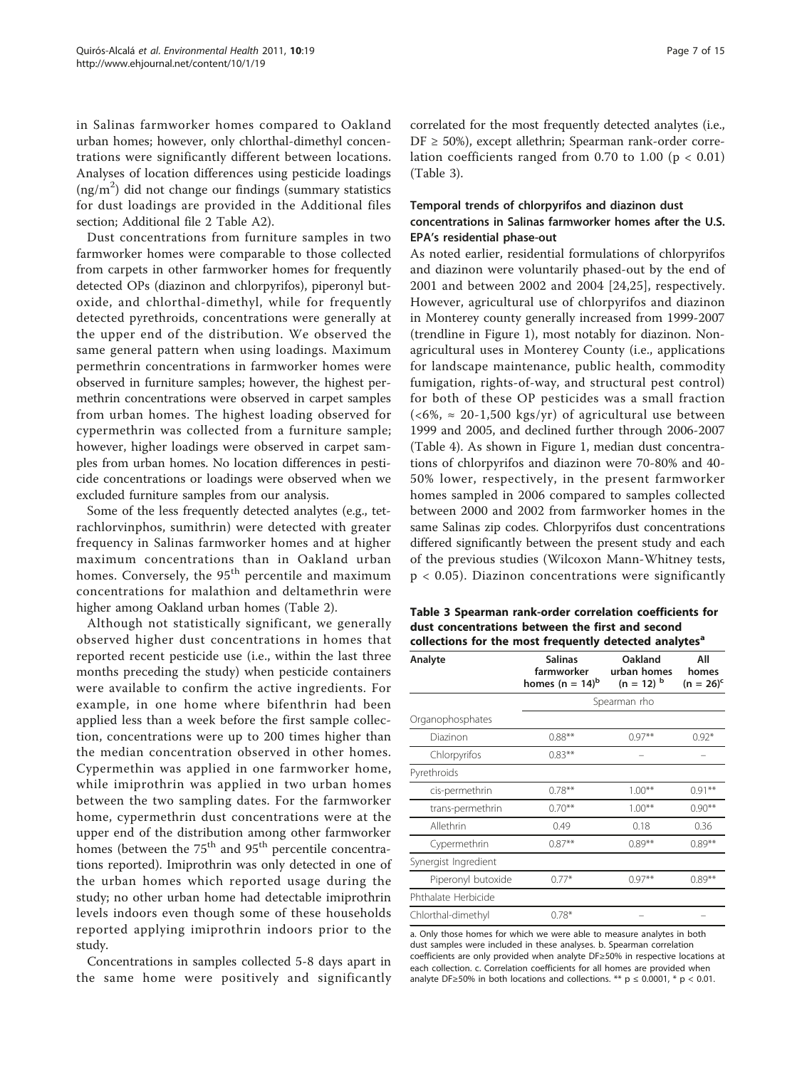in Salinas farmworker homes compared to Oakland urban homes; however, only chlorthal-dimethyl concentrations were significantly different between locations. Analyses of location differences using pesticide loadings ($ng/m^2$) did not change our findings (summary statistics for dust loadings are provided in the Additional files section; Additional file 2 Table A2).

Dust concentrations from furniture samples in two farmworker homes were comparable to those collected from carpets in other farmworker homes for frequently detected OPs (diazinon and chlorpyrifos), piperonyl butoxide, and chlorthal-dimethyl, while for frequently detected pyrethroids, concentrations were generally at the upper end of the distribution. We observed the same general pattern when using loadings. Maximum permethrin concentrations in farmworker homes were observed in furniture samples; however, the highest permethrin concentrations were observed in carpet samples from urban homes. The highest loading observed for cypermethrin was collected from a furniture sample; however, higher loadings were observed in carpet samples from urban homes. No location differences in pesticide concentrations or loadings were observed when we excluded furniture samples from our analysis.

Some of the less frequently detected analytes (e.g., tetrachlorvinphos, sumithrin) were detected with greater frequency in Salinas farmworker homes and at higher maximum concentrations than in Oakland urban homes. Conversely, the 95[th] percentile and maximum concentrations for malathion and deltamethrin were higher among Oakland urban homes (Table 2).

Although not statistically significant, we generally observed higher dust concentrations in homes that reported recent pesticide use (i.e., within the last three months preceding the study) when pesticide containers were available to confirm the active ingredients. For example, in one home where bifenthrin had been applied less than a week before the first sample collection, concentrations were up to 200 times higher than the median concentration observed in other homes. Cypermethin was applied in one farmworker home, while imiprothrin was applied in two urban homes between the two sampling dates. For the farmworker home, cypermethrin dust concentrations were at the upper end of the distribution among other farmworker homes (between the 75[th] and 95[th] percentile concentrations reported). Imiprothrin was only detected in one of the urban homes which reported usage during the study; no other urban home had detectable imiprothrin levels indoors even though some of these households reported applying imiprothrin indoors prior to the study.

Concentrations in samples collected 5-8 days apart in the same home were positively and significantly correlated for the most frequently detected analytes (i.e., DF $\geq$ 50%), except allethrin; Spearman rank-order correlation coefficients ranged from 0.70 to 1.00 ($p < 0.01$) (Table 3).

### Temporal trends of chlorpyrifos and diazinon dust concentrations in Salinas farmworker homes after the U.S. EPA's residential phase-out

As noted earlier, residential formulations of chlorpyrifos and diazinon were voluntarily phased-out by the end of 2001 and between 2002 and 2004 [24,25], respectively. However, agricultural use of chlorpyrifos and diazinon in Monterey county generally increased from 1999-2007 (trendline in Figure 1), most notably for diazinon. Non-agricultural uses in Monterey County (i.e., applications for landscape maintenance, public health, commodity fumigation, rights-of-way, and structural pest control) for both of these OP pesticides was a small fraction (<6%, ≈ 20-1,500 kgs/yr) of agricultural use between 1999 and 2005, and declined further through 2006-2007 (Table 4). As shown in Figure 1, median dust concentrations of chlorpyrifos and diazinon were 70-80% and 40-50% lower, respectively, in the present farmworker homes sampled in 2006 compared to samples collected between 2000 and 2002 from farmworker homes in the same Salinas zip codes. Chlorpyrifos dust concentrations differed significantly between the present study and each of the previous studies (Wilcoxon Mann-Whitney tests, $p < 0.05$). Diazinon concentrations were significantly

**Table 3 Spearman rank-order correlation coefficients for dust concentrations between the first and second collections for the most frequently detected analytes[a]**

| Analyte | Salinas farmworker homes (n = 14)[b] | Oakland urban homes (n = 12)[b] | All homes (n = 26)[c] |
|---|---|---|---|
| | Spearman rho | | |
| Organophosphates | | | |
| Diazinon | 0.88** | 0.97** | 0.92* |
| Chlorpyrifos | 0.83** | – | – |
| Pyrethroids | | | |
| cis-permethrin | 0.78** | 1.00** | 0.91** |
| trans-permethrin | 0.70** | 1.00** | 0.90** |
| Allethrin | 0.49 | 0.18 | 0.36 |
| Cypermethrin | 0.87** | 0.89** | 0.89** |
| Synergist Ingredient | | | |
| Piperonyl butoxide | 0.77* | 0.97** | 0.89** |
| Phthalate Herbicide | | | |
| Chlorthal-dimethyl | 0.78* | – | – |

a. Only those homes for which we were able to measure analytes in both dust samples were included in these analyses. b. Spearman correlation coefficients are only provided when analyte DF≥50% in respective locations at each collection. c. Correlation coefficients for all homes are provided when analyte DF≥50% in both locations and collections. ** $p \leq 0.0001$, * $p < 0.01$.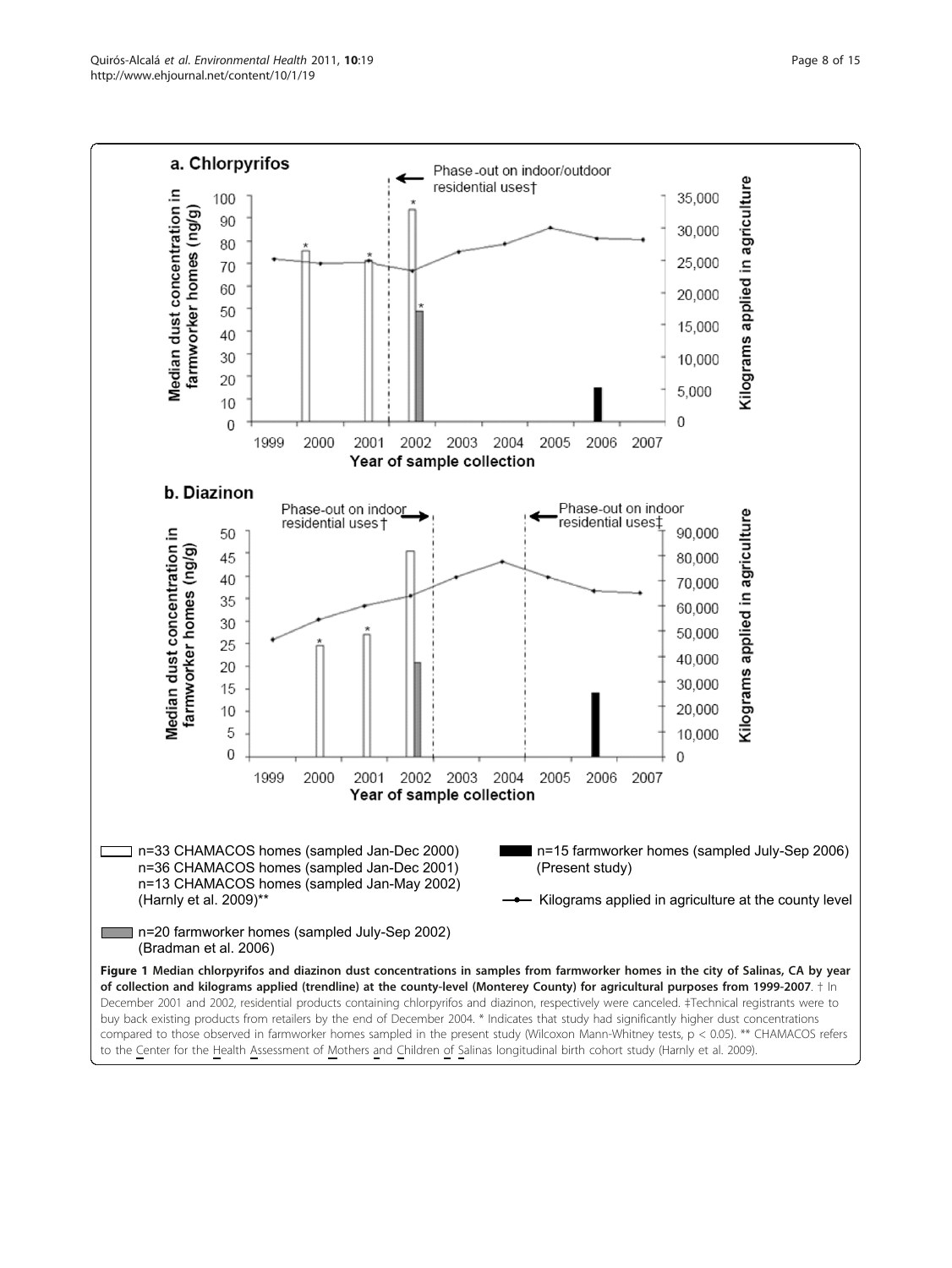**Figure 1 Median chlorpyrifos and diazinon dust concentrations in samples from farmworker homes in the city of Salinas, CA by year of collection and kilograms applied (trendline) at the county-level (Monterey County) for agricultural purposes from 1999-2007**. † In December 2001 and 2002, residential products containing chlorpyrifos and diazinon, respectively were canceled. ‡Technical registrants were to buy back existing products from retailers by the end of December 2004. * Indicates that study had significantly higher dust concentrations compared to those observed in farmworker homes sampled in the present study (Wilcoxon Mann-Whitney tests, $p < 0.05$). ** CHAMACOS refers to the Center for the Health Assessment of Mothers and Children of Salinas longitudinal birth cohort study (Harnly et al. 2009).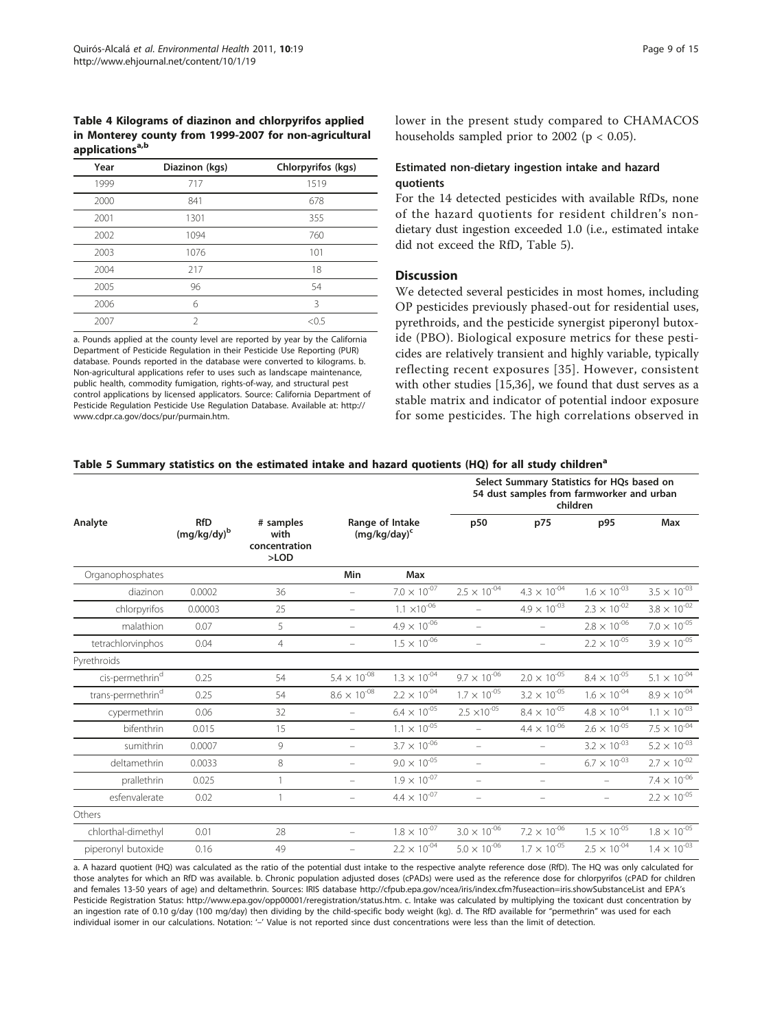**Table 4 Kilograms of diazinon and chlorpyrifos applied in Monterey county from 1999-2007 for non-agricultural applications[a,b]**

| Year | Diazinon (kgs) | Chlorpyrifos (kgs) |
|---|---|---|
| 1999 | 717 | 1519 |
| 2000 | 841 | 678 |
| 2001 | 1301 | 355 |
| 2002 | 1094 | 760 |
| 2003 | 1076 | 101 |
| 2004 | 217 | 18 |
| 2005 | 96 | 54 |
| 2006 | 6 | 3 |
| 2007 | 2 | <0.5 |

a. Pounds applied at the county level are reported by year by the California Department of Pesticide Regulation in their Pesticide Use Reporting (PUR) database. Pounds reported in the database were converted to kilograms. b. Non-agricultural applications refer to uses such as landscape maintenance, public health, commodity fumigation, rights-of-way, and structural pest control applications by licensed applicators. Source: California Department of Pesticide Regulation Pesticide Use Regulation Database. Available at: http://www.cdpr.ca.gov/docs/pur/purmain.htm.

lower in the present study compared to CHAMACOS households sampled prior to 2002 ($p < 0.05$).

### Estimated non-dietary ingestion intake and hazard quotients

For the 14 detected pesticides with available RfDs, none of the hazard quotients for resident children's non-dietary dust ingestion exceeded 1.0 (i.e., estimated intake did not exceed the RfD, Table 5).

## Discussion

We detected several pesticides in most homes, including OP pesticides previously phased-out for residential uses, pyrethroids, and the pesticide synergist piperonyl butoxide (PBO). Biological exposure metrics for these pesticides are relatively transient and highly variable, typically reflecting recent exposures [35]. However, consistent with other studies [15,36], we found that dust serves as a stable matrix and indicator of potential indoor exposure for some pesticides. The high correlations observed in

**Table 5 Summary statistics on the estimated intake and hazard quotients (HQ) for all study children[a]**

| Analyte | RfD (mg/kg/dy)[b] | # samples with concentration >LOD | Range of Intake (mg/kg/day)[c] | | Select Summary Statistics for HQs based on 54 dust samples from farmworker and urban children | | | |
|---|---|---|---|---|---|---|---|---|
| | | | | | p50 | p75 | p95 | Max |
| Organophosphates | | | Min | Max | | | | |
| diazinon | 0.0002 | 36 | – | $7.0 \times 10^{-07}$ | $2.5 \times 10^{-04}$ | $4.3 \times 10^{-04}$ | $1.6 \times 10^{-03}$ | $3.5 \times 10^{-03}$ |
| chlorpyrifos | 0.00003 | 25 | – | $1.1 \times 10^{-06}$ | – | $4.9 \times 10^{-03}$ | $2.3 \times 10^{-02}$ | $3.8 \times 10^{-02}$ |
| malathion | 0.07 | 5 | – | $4.9 \times 10^{-06}$ | – | – | $2.8 \times 10^{-06}$ | $7.0 \times 10^{-05}$ |
| tetrachlorvinphos | 0.04 | 4 | – | $1.5 \times 10^{-06}$ | – | – | $2.2 \times 10^{-05}$ | $3.9 \times 10^{-05}$ |
| Pyrethroids | | | | | | | | |
| cis-permethrin[d] | 0.25 | 54 | $5.4 \times 10^{-08}$ | $1.3 \times 10^{-04}$ | $9.7 \times 10^{-06}$ | $2.0 \times 10^{-05}$ | $8.4 \times 10^{-05}$ | $5.1 \times 10^{-04}$ |
| trans-permethrin[d] | 0.25 | 54 | $8.6 \times 10^{-08}$ | $2.2 \times 10^{-04}$ | $1.7 \times 10^{-05}$ | $3.2 \times 10^{-05}$ | $1.6 \times 10^{-04}$ | $8.9 \times 10^{-04}$ |
| cypermethrin | 0.06 | 32 | – | $6.4 \times 10^{-05}$ | $2.5 \times 10^{-05}$ | $8.4 \times 10^{-05}$ | $4.8 \times 10^{-04}$ | $1.1 \times 10^{-03}$ |
| bifenthrin | 0.015 | 15 | – | $1.1 \times 10^{-05}$ | – | $4.4 \times 10^{-06}$ | $2.6 \times 10^{-05}$ | $7.5 \times 10^{-04}$ |
| sumithrin | 0.0007 | 9 | – | $3.7 \times 10^{-06}$ | – | – | $3.2 \times 10^{-03}$ | $5.2 \times 10^{-03}$ |
| deltamethrin | 0.0033 | 8 | – | $9.0 \times 10^{-05}$ | – | – | $6.7 \times 10^{-03}$ | $2.7 \times 10^{-02}$ |
| prallethrin | 0.025 | 1 | – | $1.9 \times 10^{-07}$ | – | – | – | $7.4 \times 10^{-06}$ |
| esfenvalerate | 0.02 | 1 | – | $4.4 \times 10^{-07}$ | – | – | – | $2.2 \times 10^{-05}$ |
| Others | | | | | | | | |
| chlorthal-dimethyl | 0.01 | 28 | – | $1.8 \times 10^{-07}$ | $3.0 \times 10^{-06}$ | $7.2 \times 10^{-06}$ | $1.5 \times 10^{-05}$ | $1.8 \times 10^{-05}$ |
| piperonyl butoxide | 0.16 | 49 | – | $2.2 \times 10^{-04}$ | $5.0 \times 10^{-06}$ | $1.7 \times 10^{-05}$ | $2.5 \times 10^{-04}$ | $1.4 \times 10^{-03}$ |

a. A hazard quotient (HQ) was calculated as the ratio of the potential dust intake to the respective analyte reference dose (RfD). The HQ was only calculated for those analytes for which an RfD was available. b. Chronic population adjusted doses (cPADs) were used as the reference dose for chlorpyrifos (cPAD for children and females 13-50 years of age) and deltamethrin. Sources: IRIS database http://cfpub.epa.gov/ncea/iris/index.cfm?fuseaction=iris.showSubstanceList and EPA's Pesticide Registration Status: http://www.epa.gov/opp00001/reregistration/status.htm. c. Intake was calculated by multiplying the toxicant dust concentration by an ingestion rate of 0.10 g/day (100 mg/day) then dividing by the child-specific body weight (kg). d. The RfD available for "permethrin" was used for each individual isomer in our calculations. Notation: '–' Value is not reported since dust concentrations were less than the limit of detection.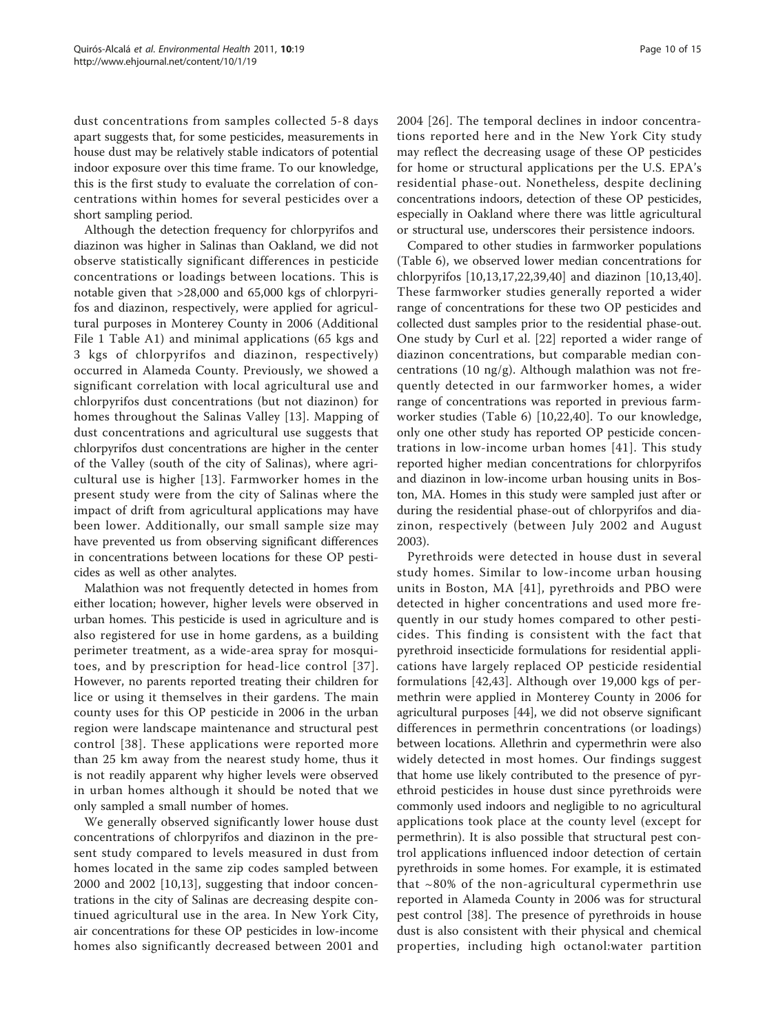dust concentrations from samples collected 5-8 days apart suggests that, for some pesticides, measurements in house dust may be relatively stable indicators of potential indoor exposure over this time frame. To our knowledge, this is the first study to evaluate the correlation of concentrations within homes for several pesticides over a short sampling period.

Although the detection frequency for chlorpyrifos and diazinon was higher in Salinas than Oakland, we did not observe statistically significant differences in pesticide concentrations or loadings between locations. This is notable given that >28,000 and 65,000 kgs of chlorpyrifos and diazinon, respectively, were applied for agricultural purposes in Monterey County in 2006 (Additional File 1 Table A1) and minimal applications (65 kgs and 3 kgs of chlorpyrifos and diazinon, respectively) occurred in Alameda County. Previously, we showed a significant correlation with local agricultural use and chlorpyrifos dust concentrations (but not diazinon) for homes throughout the Salinas Valley [13]. Mapping of dust concentrations and agricultural use suggests that chlorpyrifos dust concentrations are higher in the center of the Valley (south of the city of Salinas), where agricultural use is higher [13]. Farmworker homes in the present study were from the city of Salinas where the impact of drift from agricultural applications may have been lower. Additionally, our small sample size may have prevented us from observing significant differences in concentrations between locations for these OP pesticides as well as other analytes.

Malathion was not frequently detected in homes from either location; however, higher levels were observed in urban homes. This pesticide is used in agriculture and is also registered for use in home gardens, as a building perimeter treatment, as a wide-area spray for mosquitoes, and by prescription for head-lice control [37]. However, no parents reported treating their children for lice or using it themselves in their gardens. The main county uses for this OP pesticide in 2006 in the urban region were landscape maintenance and structural pest control [38]. These applications were reported more than 25 km away from the nearest study home, thus it is not readily apparent why higher levels were observed in urban homes although it should be noted that we only sampled a small number of homes.

We generally observed significantly lower house dust concentrations of chlorpyrifos and diazinon in the present study compared to levels measured in dust from homes located in the same zip codes sampled between 2000 and 2002 [10,13], suggesting that indoor concentrations in the city of Salinas are decreasing despite continued agricultural use in the area. In New York City, air concentrations for these OP pesticides in low-income homes also significantly decreased between 2001 and 2004 [26]. The temporal declines in indoor concentrations reported here and in the New York City study may reflect the decreasing usage of these OP pesticides for home or structural applications per the U.S. EPA's residential phase-out. Nonetheless, despite declining concentrations indoors, detection of these OP pesticides, especially in Oakland where there was little agricultural or structural use, underscores their persistence indoors.

Compared to other studies in farmworker populations (Table 6), we observed lower median concentrations for chlorpyrifos [10,13,17,22,39,40] and diazinon [10,13,40]. These farmworker studies generally reported a wider range of concentrations for these two OP pesticides and collected dust samples prior to the residential phase-out. One study by Curl et al. [22] reported a wider range of diazinon concentrations, but comparable median concentrations (10 ng/g). Although malathion was not frequently detected in our farmworker homes, a wider range of concentrations was reported in previous farmworker studies (Table 6) [10,22,40]. To our knowledge, only one other study has reported OP pesticide concentrations in low-income urban homes [41]. This study reported higher median concentrations for chlorpyrifos and diazinon in low-income urban housing units in Boston, MA. Homes in this study were sampled just after or during the residential phase-out of chlorpyrifos and diazinon, respectively (between July 2002 and August 2003).

Pyrethroids were detected in house dust in several study homes. Similar to low-income urban housing units in Boston, MA [41], pyrethroids and PBO were detected in higher concentrations and used more frequently in our study homes compared to other pesticides. This finding is consistent with the fact that pyrethroid insecticide formulations for residential applications have largely replaced OP pesticide residential formulations [42,43]. Although over 19,000 kgs of permethrin were applied in Monterey County in 2006 for agricultural purposes [44], we did not observe significant differences in permethrin concentrations (or loadings) between locations. Allethrin and cypermethrin were also widely detected in most homes. Our findings suggest that home use likely contributed to the presence of pyrethroid pesticides in house dust since pyrethroids were commonly used indoors and negligible to no agricultural applications took place at the county level (except for permethrin). It is also possible that structural pest control applications influenced indoor detection of certain pyrethroids in some homes. For example, it is estimated that ~80% of the non-agricultural cypermethrin use reported in Alameda County in 2006 was for structural pest control [38]. The presence of pyrethroids in house dust is also consistent with their physical and chemical properties, including high octanol:water partition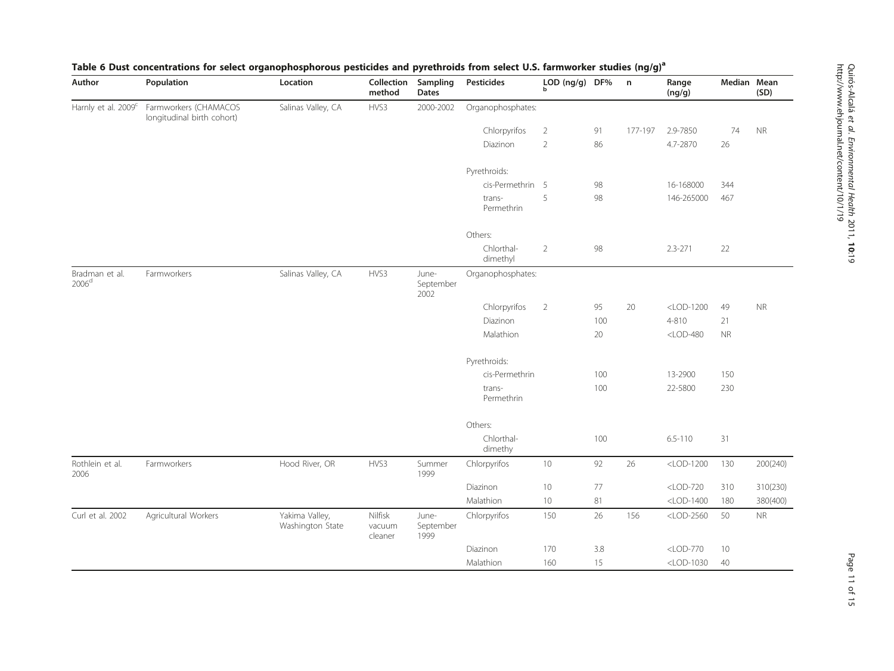**Table 6 Dust concentrations for select organophosphorous pesticides and pyrethroids from select U.S. farmworker studies (ng/g)[a]**

| Author | Population | Location | Collection method | Sampling Dates | Pesticides | LOD (ng/g) [b] | DF% | n | Range (ng/g) | Median | Mean (SD) |
|---|---|---|---|---|---|---|---|---|---|---|---|
| Harnly et al. 2009[c] | Farmworkers (CHAMACOS longitudinal birth cohort) | Salinas Valley, CA | HVS3 | 2000-2002 | Organophosphates: | | | | | | |
| | | | | | Chlorpyrifos | 2 | 91 | 177-197 | 2.9-7850 | 74 | NR |
| | | | | | Diazinon | 2 | 86 | | 4.7-2870 | 26 | |
| | | | | | Pyrethroids: | | | | | | |
| | | | | | cis-Permethrin | 5 | 98 | | 16-168000 | 344 | |
| | | | | | trans-Permethrin | 5 | 98 | | 146-265000 | 467 | |
| | | | | | Others: | | | | | | |
| | | | | | Chlorthal-dimethyl | 2 | 98 | | 2.3-271 | 22 | |
| Bradman et al. 2006[d] | Farmworkers | Salinas Valley, CA | HVS3 | June-September 2002 | Organophosphates: | | | | | | |
| | | | | | Chlorpyrifos | 2 | 95 | 20 | <LOD-1200 | 49 | NR |
| | | | | | Diazinon | | 100 | | 4-810 | 21 | |
| | | | | | Malathion | | 20 | | <LOD-480 | NR | |
| | | | | | Pyrethroids: | | | | | | |
| | | | | | cis-Permethrin | | 100 | | 13-2900 | 150 | |
| | | | | | trans-Permethrin | | 100 | | 22-5800 | 230 | |
| | | | | | Others: | | | | | | |
| | | | | | Chlorthal-dimethy | | 100 | | 6.5-110 | 31 | |
| Rothlein et al. 2006 | Farmworkers | Hood River, OR | HVS3 | Summer 1999 | Chlorpyrifos | 10 | 92 | 26 | <LOD-1200 | 130 | 200(240) |
| | | | | | Diazinon | 10 | 77 | | <LOD-720 | 310 | 310(230) |
| | | | | | Malathion | 10 | 81 | | <LOD-1400 | 180 | 380(400) |
| Curl et al. 2002 | Agricultural Workers | Yakima Valley, Washington State | Nilfisk vacuum cleaner | June-September 1999 | Chlorpyrifos | 150 | 26 | 156 | <LOD-2560 | 50 | NR |
| | | | | | Diazinon | 170 | 3.8 | | <LOD-770 | 10 | |
| | | | | | Malathion | 160 | 15 | | <LOD-1030 | 40 | |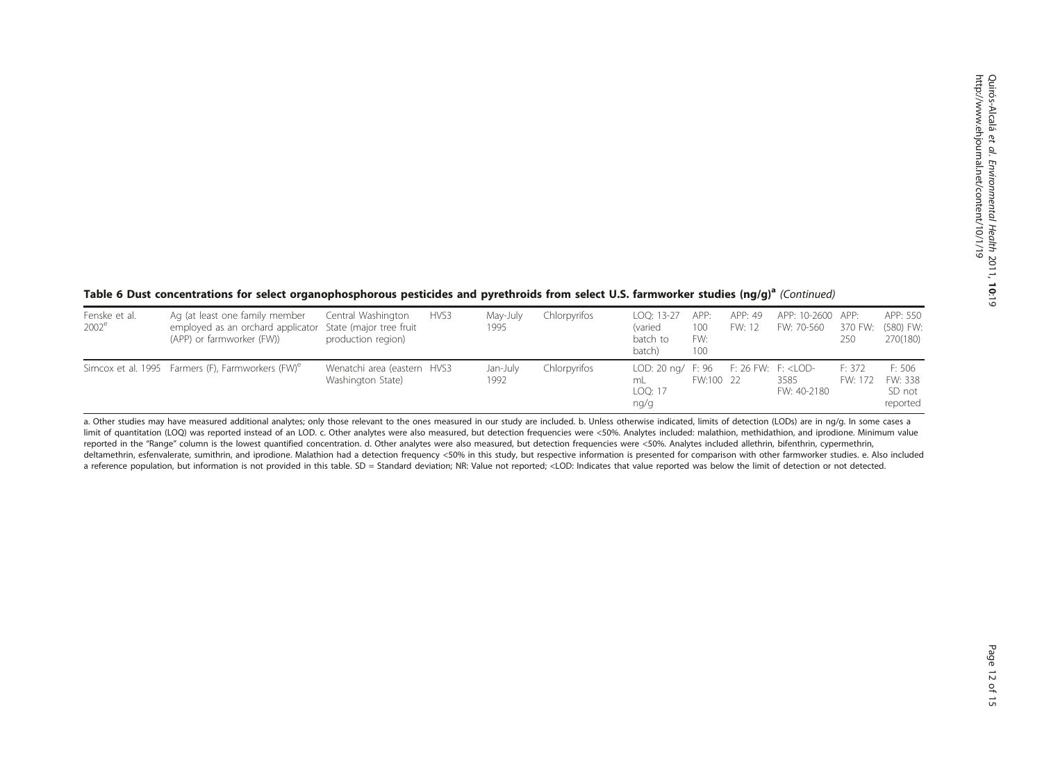**Table 6 Dust concentrations for select organophosphorous pesticides and pyrethroids from select U.S. farmworker studies (ng/g)[a]** *(Continued)*

| | | | | | | | | | | | |
|---|---|---|---|---|---|---|---|---|---|---|---|
| Fenske et al. 2002[e] | Ag (at least one family member employed as an orchard applicator (APP) or farmworker (FW)) | Central Washington State (major tree fruit production region) | HVS3 | May-July 1995 | Chlorpyrifos | LOQ: 13-27 (varied batch to batch) | APP: 100 FW: 100 | APP: 49 FW: 12 | APP: 10-2600 FW: 70-560 | APP: 370 FW: 250 | APP: 550 (580) FW: 270(180) |
| Simcox et al. 1995 | Farmers (F), Farmworkers (FW)[e] | Wenatchi area (eastern Washington State) | HVS3 | Jan-July 1992 | Chlorpyrifos | LOD: 20 ng/mL LOQ: 17 ng/g | F: 96 FW:100 | F: 26 FW: 22 | F: <LOD-3585 FW: 40-2180 | F: 372 FW: 172 | F: 506 FW: 338 SD not reported |

a. Other studies may have measured additional analytes; only those relevant to the ones measured in our study are included. b. Unless otherwise indicated, limits of detection (LODs) are in ng/g. In some cases a limit of quantitation (LOQ) was reported instead of an LOD. c. Other analytes were also measured, but detection frequencies were <50%. Analytes included: malathion, methidathion, and iprodione. Minimum value reported in the "Range" column is the lowest quantified concentration. d. Other analytes were also measured, but detection frequencies were <50%. Analytes included allethrin, bifenthrin, cypermethrin, deltamethrin, esfenvalerate, sumithrin, and iprodione. Malathion had a detection frequency <50% in this study, but respective information is presented for comparison with other farmworker studies. e. Also included a reference population, but information is not provided in this table. SD = Standard deviation; NR: Value not reported; <LOD: Indicates that value reported was below the limit of detection or not detected.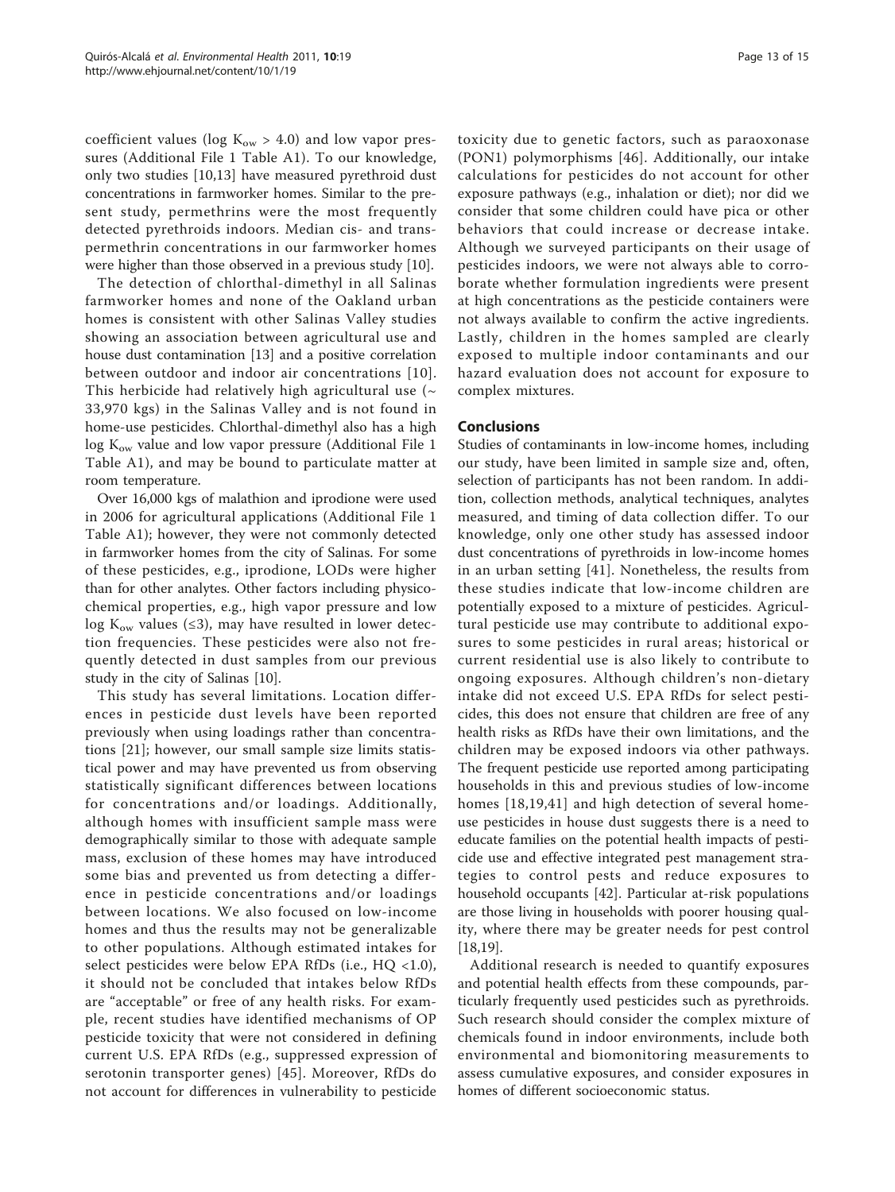coefficient values (log $K_{ow}$ > 4.0) and low vapor pressures (Additional File 1 Table A1). To our knowledge, only two studies [10,13] have measured pyrethroid dust concentrations in farmworker homes. Similar to the present study, permethrins were the most frequently detected pyrethroids indoors. Median cis- and trans-permethrin concentrations in our farmworker homes were higher than those observed in a previous study [10].

The detection of chlorthal-dimethyl in all Salinas farmworker homes and none of the Oakland urban homes is consistent with other Salinas Valley studies showing an association between agricultural use and house dust contamination [13] and a positive correlation between outdoor and indoor air concentrations [10]. This herbicide had relatively high agricultural use (~ 33,970 kgs) in the Salinas Valley and is not found in home-use pesticides. Chlorthal-dimethyl also has a high log $K_{ow}$ value and low vapor pressure (Additional File 1 Table A1), and may be bound to particulate matter at room temperature.

Over 16,000 kgs of malathion and iprodione were used in 2006 for agricultural applications (Additional File 1 Table A1); however, they were not commonly detected in farmworker homes from the city of Salinas. For some of these pesticides, e.g., iprodione, LODs were higher than for other analytes. Other factors including physicochemical properties, e.g., high vapor pressure and low log $K_{ow}$ values (≤3), may have resulted in lower detection frequencies. These pesticides were also not frequently detected in dust samples from our previous study in the city of Salinas [10].

This study has several limitations. Location differences in pesticide dust levels have been reported previously when using loadings rather than concentrations [21]; however, our small sample size limits statistical power and may have prevented us from observing statistically significant differences between locations for concentrations and/or loadings. Additionally, although homes with insufficient sample mass were demographically similar to those with adequate sample mass, exclusion of these homes may have introduced some bias and prevented us from detecting a difference in pesticide concentrations and/or loadings between locations. We also focused on low-income homes and thus the results may not be generalizable to other populations. Although estimated intakes for select pesticides were below EPA RfDs (i.e., HQ <1.0), it should not be concluded that intakes below RfDs are "acceptable" or free of any health risks. For example, recent studies have identified mechanisms of OP pesticide toxicity that were not considered in defining current U.S. EPA RfDs (e.g., suppressed expression of serotonin transporter genes) [45]. Moreover, RfDs do not account for differences in vulnerability to pesticide toxicity due to genetic factors, such as paraoxonase (PON1) polymorphisms [46]. Additionally, our intake calculations for pesticides do not account for other exposure pathways (e.g., inhalation or diet); nor did we consider that some children could have pica or other behaviors that could increase or decrease intake. Although we surveyed participants on their usage of pesticides indoors, we were not always able to corroborate whether formulation ingredients were present at high concentrations as the pesticide containers were not always available to confirm the active ingredients. Lastly, children in the homes sampled are clearly exposed to multiple indoor contaminants and our hazard evaluation does not account for exposure to complex mixtures.

## Conclusions

Studies of contaminants in low-income homes, including our study, have been limited in sample size and, often, selection of participants has not been random. In addition, collection methods, analytical techniques, analytes measured, and timing of data collection differ. To our knowledge, only one other study has assessed indoor dust concentrations of pyrethroids in low-income homes in an urban setting [41]. Nonetheless, the results from these studies indicate that low-income children are potentially exposed to a mixture of pesticides. Agricultural pesticide use may contribute to additional exposures to some pesticides in rural areas; historical or current residential use is also likely to contribute to ongoing exposures. Although children's non-dietary intake did not exceed U.S. EPA RfDs for select pesticides, this does not ensure that children are free of any health risks as RfDs have their own limitations, and the children may be exposed indoors via other pathways. The frequent pesticide use reported among participating households in this and previous studies of low-income homes [18,19,41] and high detection of several home-use pesticides in house dust suggests there is a need to educate families on the potential health impacts of pesticide use and effective integrated pest management strategies to control pests and reduce exposures to household occupants [42]. Particular at-risk populations are those living in households with poorer housing quality, where there may be greater needs for pest control [18,19].

Additional research is needed to quantify exposures and potential health effects from these compounds, particularly frequently used pesticides such as pyrethroids. Such research should consider the complex mixture of chemicals found in indoor environments, include both environmental and biomonitoring measurements to assess cumulative exposures, and consider exposures in homes of different socioeconomic status.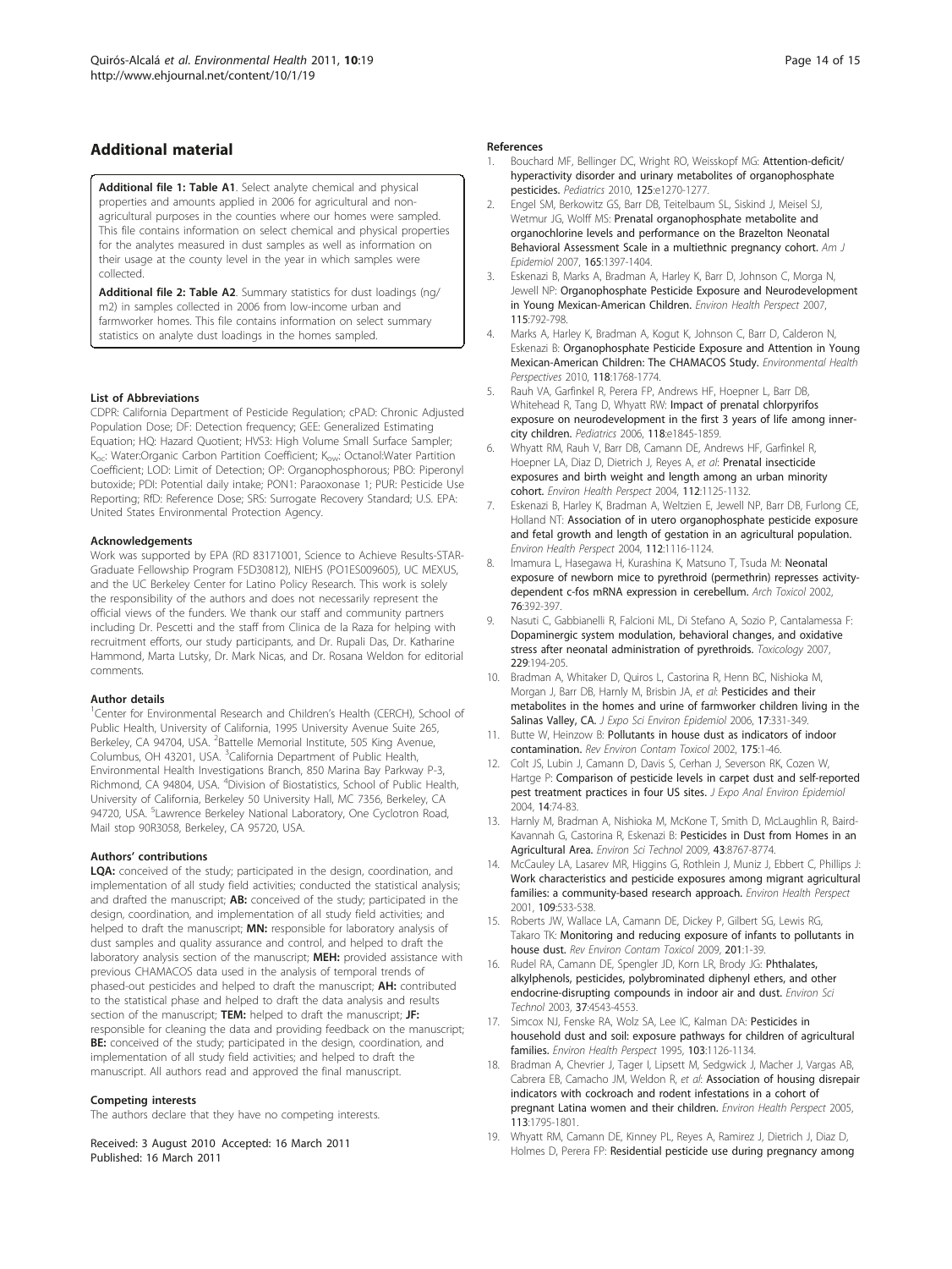## Additional material

**Additional file 1: Table A1**. Select analyte chemical and physical properties and amounts applied in 2006 for agricultural and non-agricultural purposes in the counties where our homes were sampled. This file contains information on select chemical and physical properties for the analytes measured in dust samples as well as information on their usage at the county level in the year in which samples were collected.

**Additional file 2: Table A2**. Summary statistics for dust loadings (ng/m2) in samples collected in 2006 from low-income urban and farmworker homes. This file contains information on select summary statistics on analyte dust loadings in the homes sampled.

#### List of Abbreviations

CDPR: California Department of Pesticide Regulation; cPAD: Chronic Adjusted Population Dose; DF: Detection frequency; GEE: Generalized Estimating Equation; HQ: Hazard Quotient; HVS3: High Volume Small Surface Sampler; $K_{oc}$: Water:Organic Carbon Partition Coefficient; $K_{ow}$: Octanol:Water Partition Coefficient; LOD: Limit of Detection; OP: Organophosphorous; PBO: Piperonyl butoxide; PDI: Potential daily intake; PON1: Paraoxonase 1; PUR: Pesticide Use Reporting; RfD: Reference Dose; SRS: Surrogate Recovery Standard; U.S. EPA: United States Environmental Protection Agency.

#### Acknowledgements

Work was supported by EPA (RD 83171001, Science to Achieve Results-STAR-Graduate Fellowship Program F5D30812), NIEHS (PO1ES009605), UC MEXUS, and the UC Berkeley Center for Latino Policy Research. This work is solely the responsibility of the authors and does not necessarily represent the official views of the funders. We thank our staff and community partners including Dr. Pescetti and the staff from Clinica de la Raza for helping with recruitment efforts, our study participants, and Dr. Rupali Das, Dr. Katharine Hammond, Marta Lutsky, Dr. Mark Nicas, and Dr. Rosana Weldon for editorial comments.

#### Author details

[1]Center for Environmental Research and Children's Health (CERCH), School of Public Health, University of California, 1995 University Avenue Suite 265, Berkeley, CA 94704, USA. [2]Battelle Memorial Institute, 505 King Avenue, Columbus, OH 43201, USA. [3]California Department of Public Health, Environmental Health Investigations Branch, 850 Marina Bay Parkway P-3, Richmond, CA 94804, USA. [4]Division of Biostatistics, School of Public Health, University of California, Berkeley 50 University Hall, MC 7356, Berkeley, CA 94720, USA. [5]Lawrence Berkeley National Laboratory, One Cyclotron Road, Mail stop 90R3058, Berkeley, CA 95720, USA.

#### Authors' contributions

**LQA:** conceived of the study; participated in the design, coordination, and implementation of all study field activities; conducted the statistical analysis; and drafted the manuscript; **AB:** conceived of the study; participated in the design, coordination, and implementation of all study field activities; and helped to draft the manuscript; **MN:** responsible for laboratory analysis of dust samples and quality assurance and control, and helped to draft the laboratory analysis section of the manuscript; **MEH:** provided assistance with previous CHAMACOS data used in the analysis of temporal trends of phased-out pesticides and helped to draft the manuscript; **AH:** contributed to the statistical phase and helped to draft the data analysis and results section of the manuscript; **TEM:** helped to draft the manuscript; **JF:** responsible for cleaning the data and providing feedback on the manuscript; **BE:** conceived of the study; participated in the design, coordination, and implementation of all study field activities; and helped to draft the manuscript. All authors read and approved the final manuscript.

#### Competing interests

The authors declare that they have no competing interests.

Received: 3 August 2010 Accepted: 16 March 2011
Published: 16 March 2011

#### References

1. Bouchard MF, Bellinger DC, Wright RO, Weisskopf MG: **Attention-deficit/hyperactivity disorder and urinary metabolites of organophosphate pesticides.** *Pediatrics* 2010, **125**:e1270-1277.
2. Engel SM, Berkowitz GS, Barr DB, Teitelbaum SL, Siskind J, Meisel SJ, Wetmur JG, Wolff MS: **Prenatal organophosphate metabolite and organochlorine levels and performance on the Brazelton Neonatal Behavioral Assessment Scale in a multiethnic pregnancy cohort.** *Am J Epidemiol* 2007, **165**:1397-1404.
3. Eskenazi B, Marks A, Bradman A, Harley K, Barr D, Johnson C, Morga N, Jewell NP: **Organophosphate Pesticide Exposure and Neurodevelopment in Young Mexican-American Children.** *Environ Health Perspect* 2007, **115**:792-798.
4. Marks A, Harley K, Bradman A, Kogut K, Johnson C, Barr D, Calderon N, Eskenazi B: **Organophosphate Pesticide Exposure and Attention in Young Mexican-American Children: The CHAMACOS Study.** *Environmental Health Perspectives* 2010, **118**:1768-1774.
5. Rauh VA, Garfinkel R, Perera FP, Andrews HF, Hoepner L, Barr DB, Whitehead R, Tang D, Whyatt RW: **Impact of prenatal chlorpyrifos exposure on neurodevelopment in the first 3 years of life among inner-city children.** *Pediatrics* 2006, **118**:e1845-1859.
6. Whyatt RM, Rauh V, Barr DB, Camann DE, Andrews HF, Garfinkel R, Hoepner LA, Diaz D, Dietrich J, Reyes A, *et al*: **Prenatal insecticide exposures and birth weight and length among an urban minority cohort.** *Environ Health Perspect* 2004, **112**:1125-1132.
7. Eskenazi B, Harley K, Bradman A, Weltzien E, Jewell NP, Barr DB, Furlong CE, Holland NT: **Association of in utero organophosphate pesticide exposure and fetal growth and length of gestation in an agricultural population.** *Environ Health Perspect* 2004, **112**:1116-1124.
8. Imamura L, Hasegawa H, Kurashina K, Matsuno T, Tsuda M: **Neonatal exposure of newborn mice to pyrethroid (permethrin) represses activity-dependent c-fos mRNA expression in cerebellum.** *Arch Toxicol* 2002, **76**:392-397.
9. Nasuti C, Gabbianelli R, Falcioni ML, Di Stefano A, Sozio P, Cantalamessa F: **Dopaminergic system modulation, behavioral changes, and oxidative stress after neonatal administration of pyrethroids.** *Toxicology* 2007, **229**:194-205.
10. Bradman A, Whitaker D, Quiros L, Castorina R, Henn BC, Nishioka M, Morgan J, Barr DB, Harnly M, Brisbin JA, *et al*: **Pesticides and their metabolites in the homes and urine of farmworker children living in the Salinas Valley, CA.** *J Expo Sci Environ Epidemiol* 2006, **17**:331-349.
11. Butte W, Heinzow B: **Pollutants in house dust as indicators of indoor contamination.** *Rev Environ Contam Toxicol* 2002, **175**:1-46.
12. Colt JS, Lubin J, Camann D, Davis S, Cerhan J, Severson RK, Cozen W, Hartge P: **Comparison of pesticide levels in carpet dust and self-reported pest treatment practices in four US sites.** *J Expo Anal Environ Epidemiol* 2004, **14**:74-83.
13. Harnly M, Bradman A, Nishioka M, McKone T, Smith D, McLaughlin R, Baird-Kavannah G, Castorina R, Eskenazi B: **Pesticides in Dust from Homes in an Agricultural Area.** *Environ Sci Technol* 2009, **43**:8767-8774.
14. McCauley LA, Lasarev MR, Higgins G, Rothlein J, Muniz J, Ebbert C, Phillips J: **Work characteristics and pesticide exposures among migrant agricultural families: a community-based research approach.** *Environ Health Perspect* 2001, **109**:533-538.
15. Roberts JW, Wallace LA, Camann DE, Dickey P, Gilbert SG, Lewis RG, Takaro TK: **Monitoring and reducing exposure of infants to pollutants in house dust.** *Rev Environ Contam Toxicol* 2009, **201**:1-39.
16. Rudel RA, Camann DE, Spengler JD, Korn LR, Brody JG: **Phthalates, alkylphenols, pesticides, polybrominated diphenyl ethers, and other endocrine-disrupting compounds in indoor air and dust.** *Environ Sci Technol* 2003, **37**:4543-4553.
17. Simcox NJ, Fenske RA, Wolz SA, Lee IC, Kalman DA: **Pesticides in household dust and soil: exposure pathways for children of agricultural families.** *Environ Health Perspect* 1995, **103**:1126-1134.
18. Bradman A, Chevrier J, Tager I, Lipsett M, Sedgwick J, Macher J, Vargas AB, Cabrera EB, Camacho JM, Weldon R, *et al*: **Association of housing disrepair indicators with cockroach and rodent infestations in a cohort of pregnant Latina women and their children.** *Environ Health Perspect* 2005, **113**:1795-1801.
19. Whyatt RM, Camann DE, Kinney PL, Reyes A, Ramirez J, Dietrich J, Diaz D, Holmes D, Perera FP: **Residential pesticide use during pregnancy among**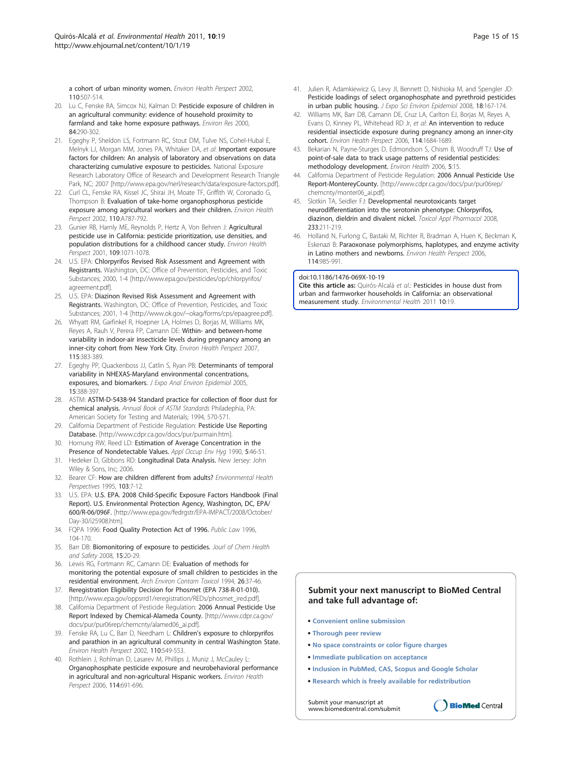a cohort of urban minority women. *Environ Health Perspect* 2002, 110:507-514.

20. Lu C, Fenske RA, Simcox NJ, Kalman D: **Pesticide exposure of children in an agricultural community: evidence of household proximity to farmland and take home exposure pathways.** *Environ Res* 2000, 84:290-302.
21. Egeghy P, Sheldon LS, Fortmann RC, Stout DM, Tulve NS, Cohel-Hubal E, Melnyk LJ, Morgan MM, Jones PA, Whitaker DA, *et al*: **Important exposure factors for children: An analysis of laboratory and observations on data characterizing cumulative exposure to pesticides.** National Exposure Research Laboratory Office of Research and Development Research Triangle Park, NC; 2007 [http://www.epa.gov/nerl/research/data/exposure-factors.pdf].
22. Curl CL, Fenske RA, Kissel JC, Shirai JH, Moate TF, Griffith W, Coronado G, Thompson B: **Evaluation of take-home organophosphorus pesticide exposure among agricultural workers and their children.** *Environ Health Perspect* 2002, 110:A787-792.
23. Gunier RB, Harnly ME, Reynolds P, Hertz A, Von Behren J: **Agricultural pesticide use in California: pesticide prioritization, use densities, and population distributions for a childhood cancer study.** *Environ Health Perspect* 2001, 109:1071-1078.
24. U.S. EPA: **Chlorpyrifos Revised Risk Assessment and Agreement with Registrants.** Washington, DC: Office of Prevention, Pesticides, and Toxic Substances; 2000, 1-4 [http://www.epa.gov/pesticides/op/chlorpyrifos/agreement.pdf].
25. U.S. EPA: **Diazinon Revised Risk Assessment and Agreement with Registrants.** Washington, DC: Office of Prevention, Pesticides, and Toxic Substances; 2001, 1-4 [http://www.ok.gov/~okag/forms/cps/epaagree.pdf].
26. Whyatt RM, Garfinkel R, Hoepner LA, Holmes D, Borjas M, Williams MK, Reyes A, Rauh V, Perera FP, Camann DE: **Within- and between-home variability in indoor-air insecticide levels during pregnancy among an inner-city cohort from New York City.** *Environ Health Perspect* 2007, 115:383-389.
27. Egeghy PP, Quackenboss JJ, Catlin S, Ryan PB: **Determinants of temporal variability in NHEXAS-Maryland environmental concentrations, exposures, and biomarkers.** *J Expo Anal Environ Epidemiol* 2005, 15:388-397.
28. ASTM: **ASTM-D-5438-94 Standard practice for collection of floor dust for chemical analysis.** *Annual Book of ASTM Standards* Philadelphia, PA: American Society for Testing and Materials; 1994, 570-571.
29. California Department of Pesticide Regulation: **Pesticide Use Reporting Database.** [http://www.cdpr.ca.gov/docs/pur/purmain.htm].
30. Hornung RW, Reed LD: **Estimation of Average Concentration in the Presence of Nondetectable Values.** *Appl Occup Env Hyg* 1990, 5:46-51.
31. Hedeker D, Gibbons RD: **Longitudinal Data Analysis.** New Jersey: John Wiley & Sons, Inc; 2006.
32. Bearer CF: **How are children different from adults?** *Environmental Health Perspectives* 1995, 103:7-12.
33. U.S. EPA: **U.S. EPA. 2008 Child-Specific Exposure Factors Handbook (Final Report). U.S. Environmental Protection Agency, Washington, DC, EPA/600/R-06/096F.** [http://www.epa.gov/fedrgstr/EPA-IMPACT/2008/October/Day-30/i25908.htm].
34. FQPA 1996: **Food Quality Protection Act of 1996.** *Public Law* 1996, 104-170.
35. Barr DB: **Biomonitoring of exposure to pesticides.** *Jourl of Chem Health and Safety* 2008, 15:20-29.
36. Lewis RG, Fortmann RC, Camann DE: **Evaluation of methods for monitoring the potential exposure of small children to pesticides in the residential environment.** *Arch Environ Contam Toxicol* 1994, 26:37-46.
37. **Reregistration Eligibility Decision for Phosmet (EPA 738-R-01-010).** [http://www.epa.gov/oppsrrd1/reregistration/REDs/phosmet_ired.pdf].
38. California Department of Pesticide Regulation: **2006 Annual Pesticide Use Report Indexed by Chemical-Alameda County.** [http://www.cdpr.ca.gov/docs/pur/pur06rep/chemcnty/alamed06_ai.pdf].
39. Fenske RA, Lu C, Barr D, Needham L: **Children's exposure to chlorpyrifos and parathion in an agricultural community in central Washington State.** *Environ Health Perspect* 2002, 110:549-553.
40. Rothlein J, Rohlman D, Lasarev M, Phillips J, Muniz J, McCauley L: **Organophosphate pesticide exposure and neurobehavioral performance in agricultural and non-agricultural Hispanic workers.** *Environ Health Perspect* 2006, 114:691-696.
41. Julien R, Adamkiewicz G, Levy JI, Bennett D, Nishioka M, and Spengler JD: **Pesticide loadings of select organophosphate and pyrethroid pesticides in urban public housing.** *J Expo Sci Environ Epidemiol* 2008, 18:167-174.
42. Williams MK, Barr DB, Camann DE, Cruz LA, Carlton EJ, Borjas M, Reyes A, Evans D, Kinney PL, Whitehead RD Jr, *et al*: **An intervention to reduce residential insecticide exposure during pregnancy among an inner-city cohort.** *Environ Health Perspect* 2006, 114:1684-1689.
43. Bekarian N, Payne-Sturges D, Edmondson S, Chism B, Woodruff TJ: **Use of point-of-sale data to track usage patterns of residential pesticides: methodology development.** *Environ Health* 2006, 5:15.
44. California Department of Pesticide Regulation: **2006 Annual Pesticide Use Report-MontereyCounty.** [http://www.cdpr.ca.gov/docs/pur/pur06rep/chemcnty/monter06_ai.pdf].
45. Slotkin TA, Seidler FJ: **Developmental neurotoxicants target neurodifferentiation into the serotonin phenotype: Chlorpyrifos, diazinon, dieldrin and divalent nickel.** *Toxicol Appl Pharmacol* 2008, 233:211-219.
46. Holland N, Furlong C, Bastaki M, Richter R, Bradman A, Huen K, Beckman K, Eskenazi B: **Paraoxonase polymorphisms, haplotypes, and enzyme activity in Latino mothers and newborns.** *Environ Health Perspect* 2006, 114:985-991.

doi:10.1186/1476-069X-10-19

**Cite this article as:** Quirós-Alcalá *et al.*: Pesticides in house dust from urban and farmworker households in California: an observational measurement study. *Environmental Health* 2011 10:19.

**Submit your next manuscript to BioMed Central and take full advantage of:**

- Convenient online submission
- Thorough peer review
- No space constraints or color figure charges
- Immediate publication on acceptance
- Inclusion in PubMed, CAS, Scopus and Google Scholar
- Research which is freely available for redistribution

Submit your manuscript at www.biomedcentral.com/submit

BioMed Central